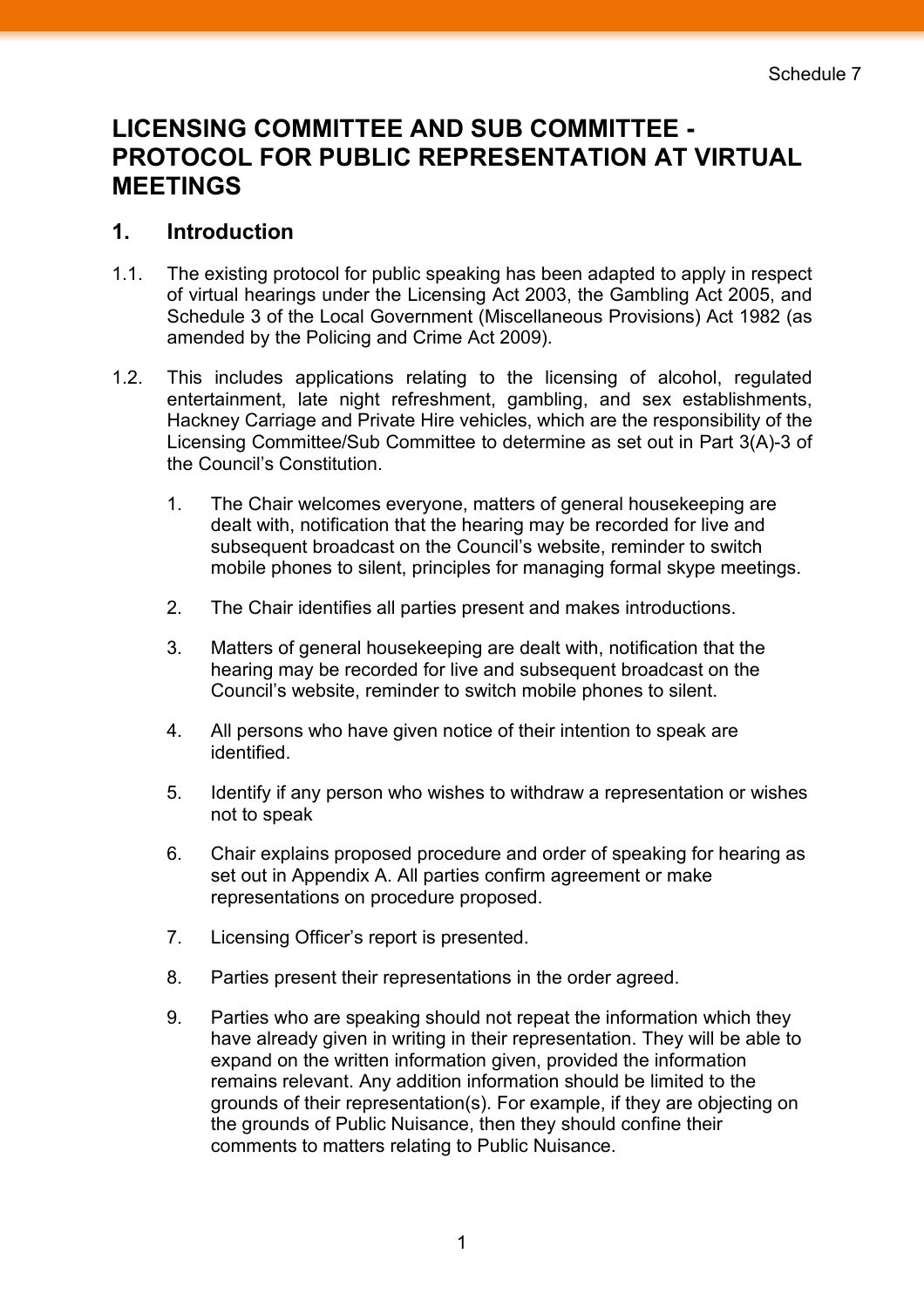Schedule 7

# LICENSING COMMITTEE AND SUB COMMITTEE - PROTOCOL FOR PUBLIC REPRESENTATION AT VIRTUAL MEETINGS

## 1. Introduction

1.1. The existing protocol for public speaking has been adapted to apply in respect of virtual hearings under the Licensing Act 2003, the Gambling Act 2005, and Schedule 3 of the Local Government (Miscellaneous Provisions) Act 1982 (as amended by the Policing and Crime Act 2009).

1.2. This includes applications relating to the licensing of alcohol, regulated entertainment, late night refreshment, gambling, and sex establishments, Hackney Carriage and Private Hire vehicles, which are the responsibility of the Licensing Committee/Sub Committee to determine as set out in Part 3(A)-3 of the Council's Constitution.

1. The Chair welcomes everyone, matters of general housekeeping are dealt with, notification that the hearing may be recorded for live and subsequent broadcast on the Council's website, reminder to switch mobile phones to silent, principles for managing formal skype meetings.

2. The Chair identifies all parties present and makes introductions.

3. Matters of general housekeeping are dealt with, notification that the hearing may be recorded for live and subsequent broadcast on the Council's website, reminder to switch mobile phones to silent.

4. All persons who have given notice of their intention to speak are identified.

5. Identify if any person who wishes to withdraw a representation or wishes not to speak

6. Chair explains proposed procedure and order of speaking for hearing as set out in Appendix A. All parties confirm agreement or make representations on procedure proposed.

7. Licensing Officer's report is presented.

8. Parties present their representations in the order agreed.

9. Parties who are speaking should not repeat the information which they have already given in writing in their representation. They will be able to expand on the written information given, provided the information remains relevant. Any addition information should be limited to the grounds of their representation(s). For example, if they are objecting on the grounds of Public Nuisance, then they should confine their comments to matters relating to Public Nuisance.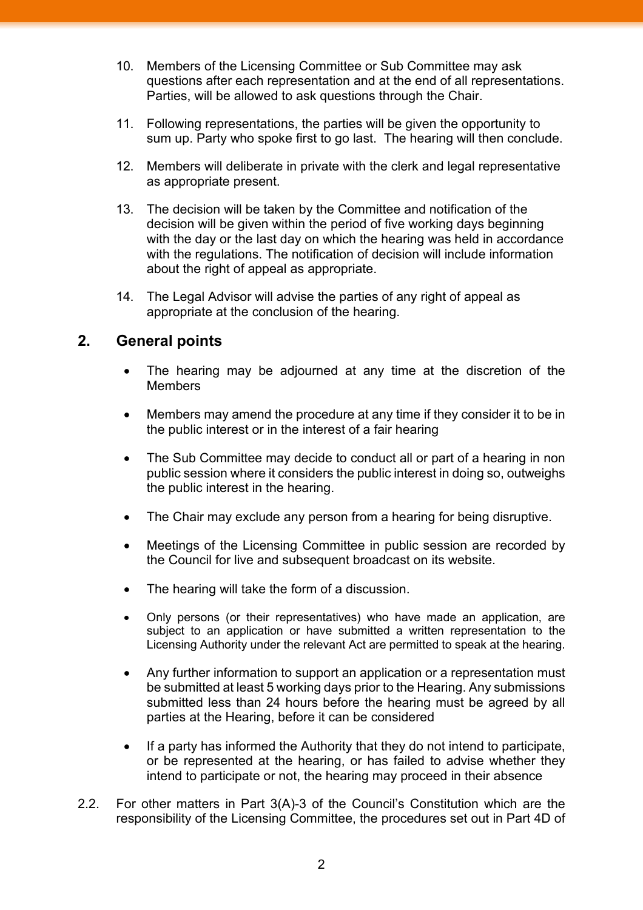10. Members of the Licensing Committee or Sub Committee may ask questions after each representation and at the end of all representations. Parties, will be allowed to ask questions through the Chair.

11. Following representations, the parties will be given the opportunity to sum up. Party who spoke first to go last. The hearing will then conclude.

12. Members will deliberate in private with the clerk and legal representative as appropriate present.

13. The decision will be taken by the Committee and notification of the decision will be given within the period of five working days beginning with the day or the last day on which the hearing was held in accordance with the regulations. The notification of decision will include information about the right of appeal as appropriate.

14. The Legal Advisor will advise the parties of any right of appeal as appropriate at the conclusion of the hearing.

## 2. General points

- The hearing may be adjourned at any time at the discretion of the Members
- Members may amend the procedure at any time if they consider it to be in the public interest or in the interest of a fair hearing
- The Sub Committee may decide to conduct all or part of a hearing in non public session where it considers the public interest in doing so, outweighs the public interest in the hearing.
- The Chair may exclude any person from a hearing for being disruptive.
- Meetings of the Licensing Committee in public session are recorded by the Council for live and subsequent broadcast on its website.
- The hearing will take the form of a discussion.
- Only persons (or their representatives) who have made an application, are subject to an application or have submitted a written representation to the Licensing Authority under the relevant Act are permitted to speak at the hearing.
- Any further information to support an application or a representation must be submitted at least 5 working days prior to the Hearing. Any submissions submitted less than 24 hours before the hearing must be agreed by all parties at the Hearing, before it can be considered
- If a party has informed the Authority that they do not intend to participate, or be represented at the hearing, or has failed to advise whether they intend to participate or not, the hearing may proceed in their absence

2.2. For other matters in Part 3(A)-3 of the Council's Constitution which are the responsibility of the Licensing Committee, the procedures set out in Part 4D of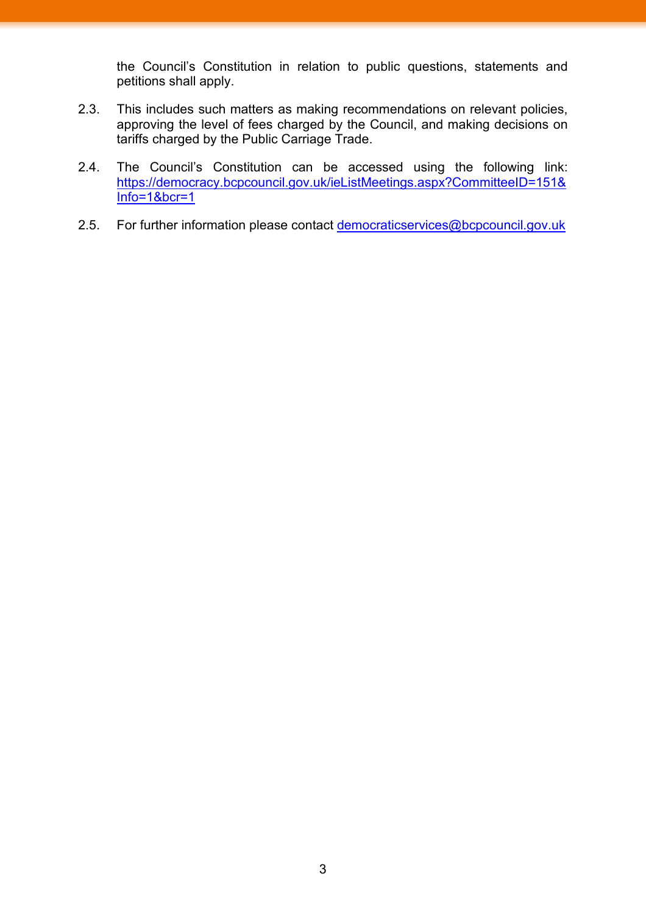the Council's Constitution in relation to public questions, statements and petitions shall apply.

2.3. This includes such matters as making recommendations on relevant policies, approving the level of fees charged by the Council, and making decisions on tariffs charged by the Public Carriage Trade.

2.4. The Council's Constitution can be accessed using the following link: [https://democracy.bcpcouncil.gov.uk/ieListMeetings.aspx?CommitteeID=151&Info=1&bcr=1](https://democracy.bcpcouncil.gov.uk/ieListMeetings.aspx?CommitteeID=151&Info=1&bcr=1)

2.5. For further information please contact [democraticservices@bcpcouncil.gov.uk](mailto:democraticservices@bcpcouncil.gov.uk)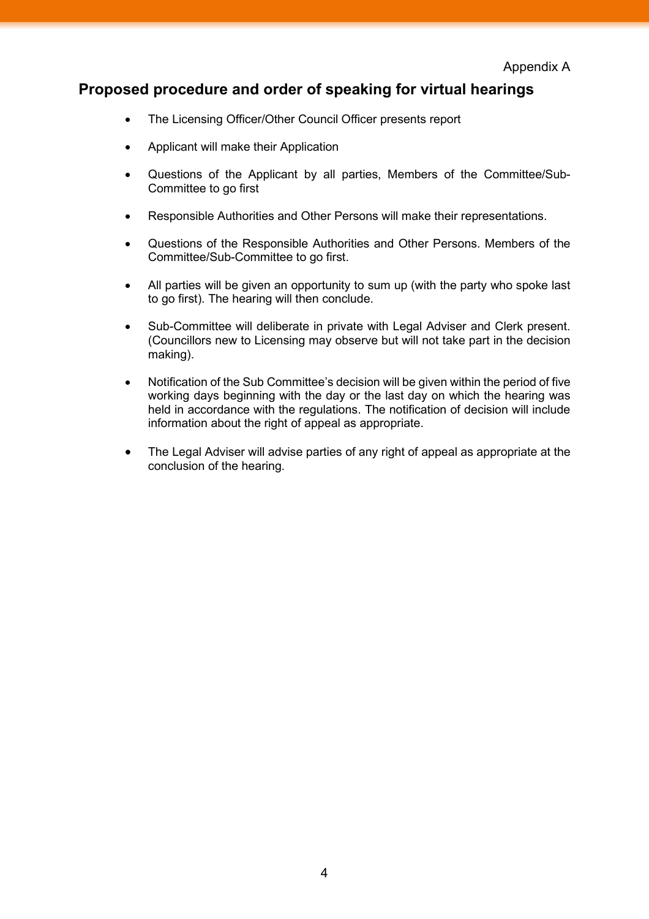Appendix A

## Proposed procedure and order of speaking for virtual hearings

- The Licensing Officer/Other Council Officer presents report
- Applicant will make their Application
- Questions of the Applicant by all parties, Members of the Committee/Sub-Committee to go first
- Responsible Authorities and Other Persons will make their representations.
- Questions of the Responsible Authorities and Other Persons. Members of the Committee/Sub-Committee to go first.
- All parties will be given an opportunity to sum up (with the party who spoke last to go first). The hearing will then conclude.
- Sub-Committee will deliberate in private with Legal Adviser and Clerk present. (Councillors new to Licensing may observe but will not take part in the decision making).
- Notification of the Sub Committee's decision will be given within the period of five working days beginning with the day or the last day on which the hearing was held in accordance with the regulations. The notification of decision will include information about the right of appeal as appropriate.
- The Legal Adviser will advise parties of any right of appeal as appropriate at the conclusion of the hearing.